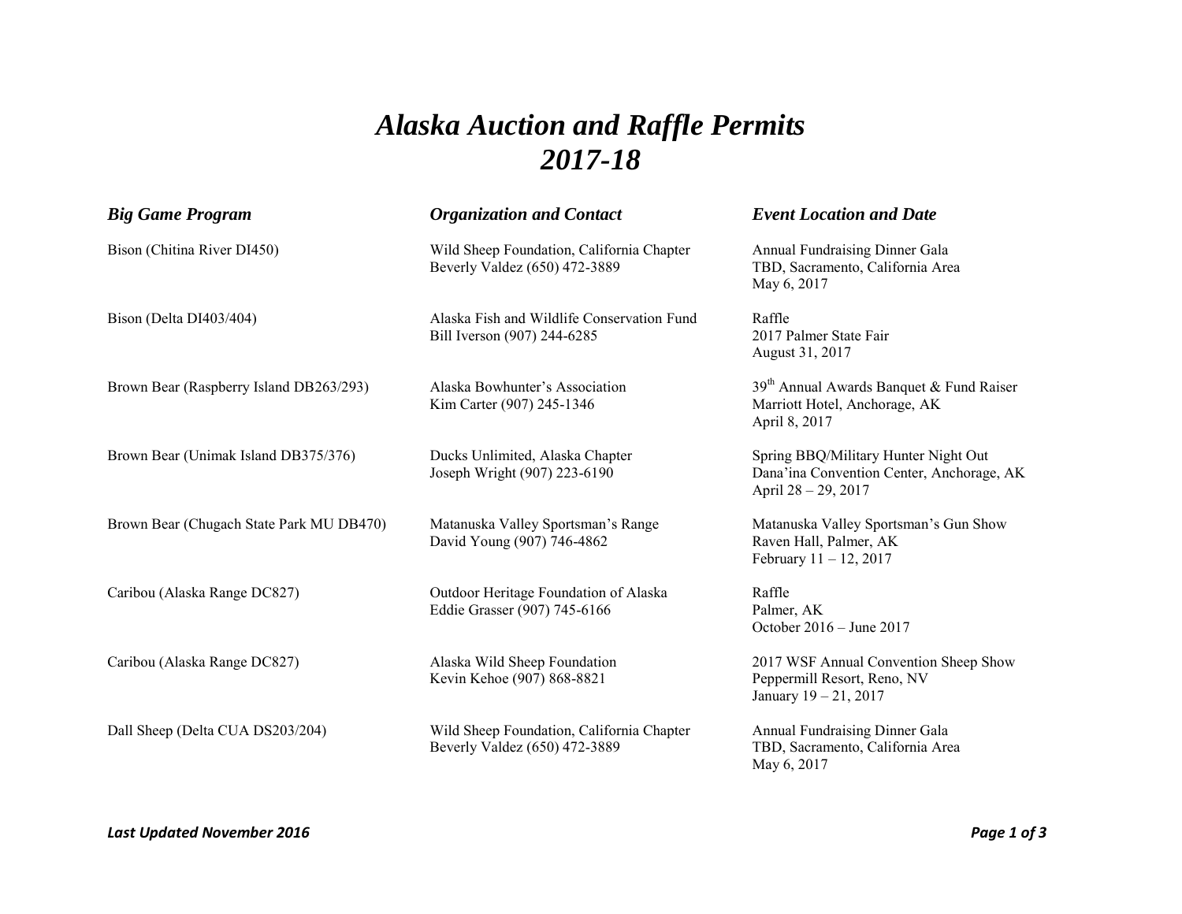# *Alaska Auction and Raffle Permits 2017-18*

| *Big Game Program* | *Organization and Contact* | *Event Location and Date* |
|---|---|---|
| Bison (Chitina River DI450) | Wild Sheep Foundation, California Chapter<br>Beverly Valdez (650) 472-3889 | Annual Fundraising Dinner Gala<br>TBD, Sacramento, California Area<br>May 6, 2017 |
| Bison (Delta DI403/404) | Alaska Fish and Wildlife Conservation Fund<br>Bill Iverson (907) 244-6285 | Raffle<br>2017 Palmer State Fair<br>August 31, 2017 |
| Brown Bear (Raspberry Island DB263/293) | Alaska Bowhunter's Association<br>Kim Carter (907) 245-1346 | 39th Annual Awards Banquet & Fund Raiser<br>Marriott Hotel, Anchorage, AK<br>April 8, 2017 |
| Brown Bear (Unimak Island DB375/376) | Ducks Unlimited, Alaska Chapter<br>Joseph Wright (907) 223-6190 | Spring BBQ/Military Hunter Night Out<br>Dana'ina Convention Center, Anchorage, AK<br>April 28 – 29, 2017 |
| Brown Bear (Chugach State Park MU DB470) | Matanuska Valley Sportsman's Range<br>David Young (907) 746-4862 | Matanuska Valley Sportsman's Gun Show<br>Raven Hall, Palmer, AK<br>February 11 – 12, 2017 |
| Caribou (Alaska Range DC827) | Outdoor Heritage Foundation of Alaska<br>Eddie Grasser (907) 745-6166 | Raffle<br>Palmer, AK<br>October 2016 – June 2017 |
| Caribou (Alaska Range DC827) | Alaska Wild Sheep Foundation<br>Kevin Kehoe (907) 868-8821 | 2017 WSF Annual Convention Sheep Show<br>Peppermill Resort, Reno, NV<br>January 19 – 21, 2017 |
| Dall Sheep (Delta CUA DS203/204) | Wild Sheep Foundation, California Chapter<br>Beverly Valdez (650) 472-3889 | Annual Fundraising Dinner Gala<br>TBD, Sacramento, California Area<br>May 6, 2017 |

***Last Updated November 2016***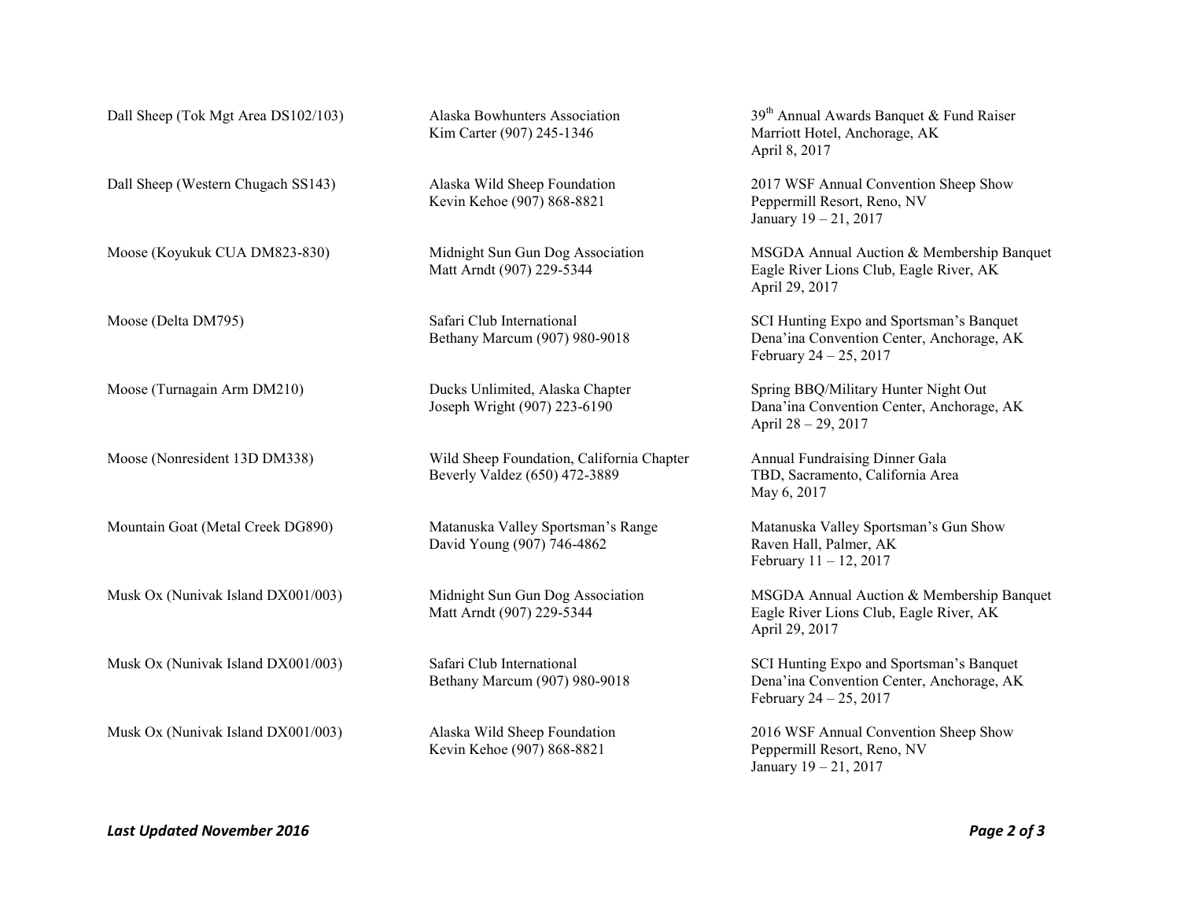| | | |
|---|---|---|
| Dall Sheep (Tok Mgt Area DS102/103) | Alaska Bowhunters Association<br>Kim Carter (907) 245-1346 | 39th Annual Awards Banquet & Fund Raiser<br>Marriott Hotel, Anchorage, AK<br>April 8, 2017 |
| Dall Sheep (Western Chugach SS143) | Alaska Wild Sheep Foundation<br>Kevin Kehoe (907) 868-8821 | 2017 WSF Annual Convention Sheep Show<br>Peppermill Resort, Reno, NV<br>January 19 – 21, 2017 |
| Moose (Koyukuk CUA DM823-830) | Midnight Sun Gun Dog Association<br>Matt Arndt (907) 229-5344 | MSGDA Annual Auction & Membership Banquet<br>Eagle River Lions Club, Eagle River, AK<br>April 29, 2017 |
| Moose (Delta DM795) | Safari Club International<br>Bethany Marcum (907) 980-9018 | SCI Hunting Expo and Sportsman's Banquet<br>Dena'ina Convention Center, Anchorage, AK<br>February 24 – 25, 2017 |
| Moose (Turnagain Arm DM210) | Ducks Unlimited, Alaska Chapter<br>Joseph Wright (907) 223-6190 | Spring BBQ/Military Hunter Night Out<br>Dana'ina Convention Center, Anchorage, AK<br>April 28 – 29, 2017 |
| Moose (Nonresident 13D DM338) | Wild Sheep Foundation, California Chapter<br>Beverly Valdez (650) 472-3889 | Annual Fundraising Dinner Gala<br>TBD, Sacramento, California Area<br>May 6, 2017 |
| Mountain Goat (Metal Creek DG890) | Matanuska Valley Sportsman's Range<br>David Young (907) 746-4862 | Matanuska Valley Sportsman's Gun Show<br>Raven Hall, Palmer, AK<br>February 11 – 12, 2017 |
| Musk Ox (Nunivak Island DX001/003) | Midnight Sun Gun Dog Association<br>Matt Arndt (907) 229-5344 | MSGDA Annual Auction & Membership Banquet<br>Eagle River Lions Club, Eagle River, AK<br>April 29, 2017 |
| Musk Ox (Nunivak Island DX001/003) | Safari Club International<br>Bethany Marcum (907) 980-9018 | SCI Hunting Expo and Sportsman's Banquet<br>Dena'ina Convention Center, Anchorage, AK<br>February 24 – 25, 2017 |
| Musk Ox (Nunivak Island DX001/003) | Alaska Wild Sheep Foundation<br>Kevin Kehoe (907) 868-8821 | 2016 WSF Annual Convention Sheep Show<br>Peppermill Resort, Reno, NV<br>January 19 – 21, 2017 |

*Last Updated November 2016*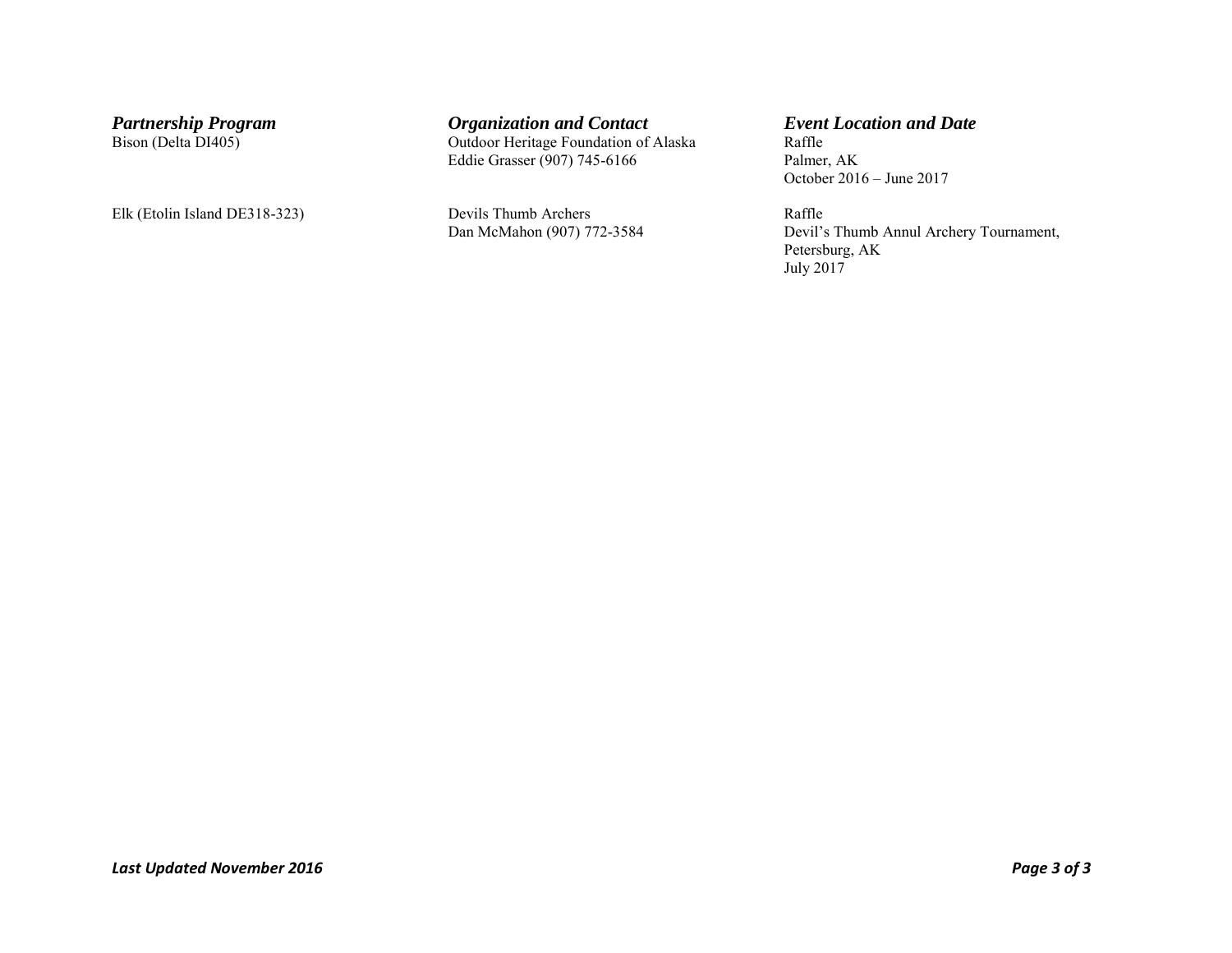| Partnership Program | Organization and Contact | Event Location and Date |
| --- | --- | --- |
| Bison (Delta DI405) | Outdoor Heritage Foundation of Alaska<br>Eddie Grasser (907) 745-6166 | Raffle<br>Palmer, AK<br>October 2016 – June 2017 |
| Elk (Etolin Island DE318-323) | Devils Thumb Archers<br>Dan McMahon (907) 772-3584 | Raffle<br>Devil's Thumb Annul Archery Tournament, Petersburg, AK<br>July 2017 |

***Last Updated November 2016***